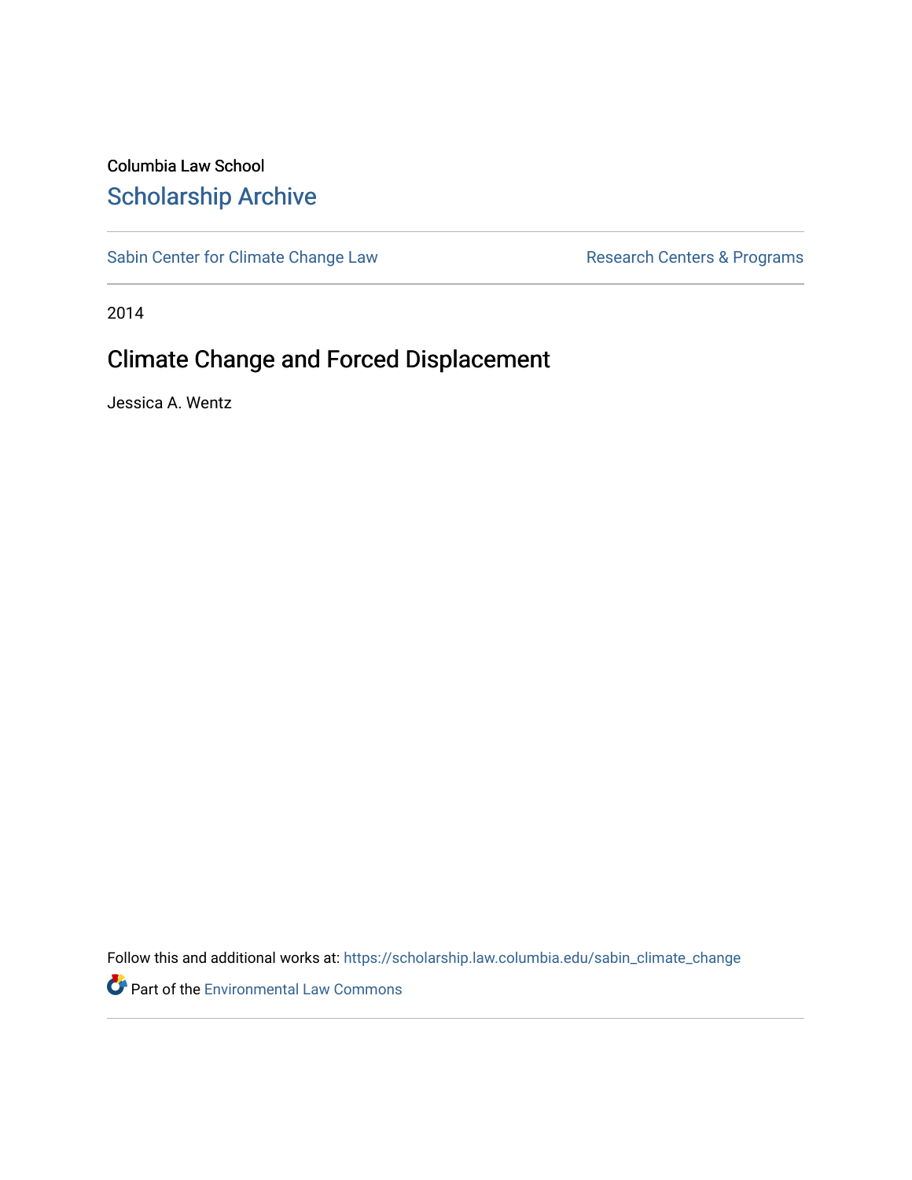Columbia Law School

## Scholarship Archive

Sabin Center for Climate Change Law | Research Centers & Programs

2014

# Climate Change and Forced Displacement

Jessica A. Wentz

Follow this and additional works at: https://scholarship.law.columbia.edu/sabin_climate_change

Part of the Environmental Law Commons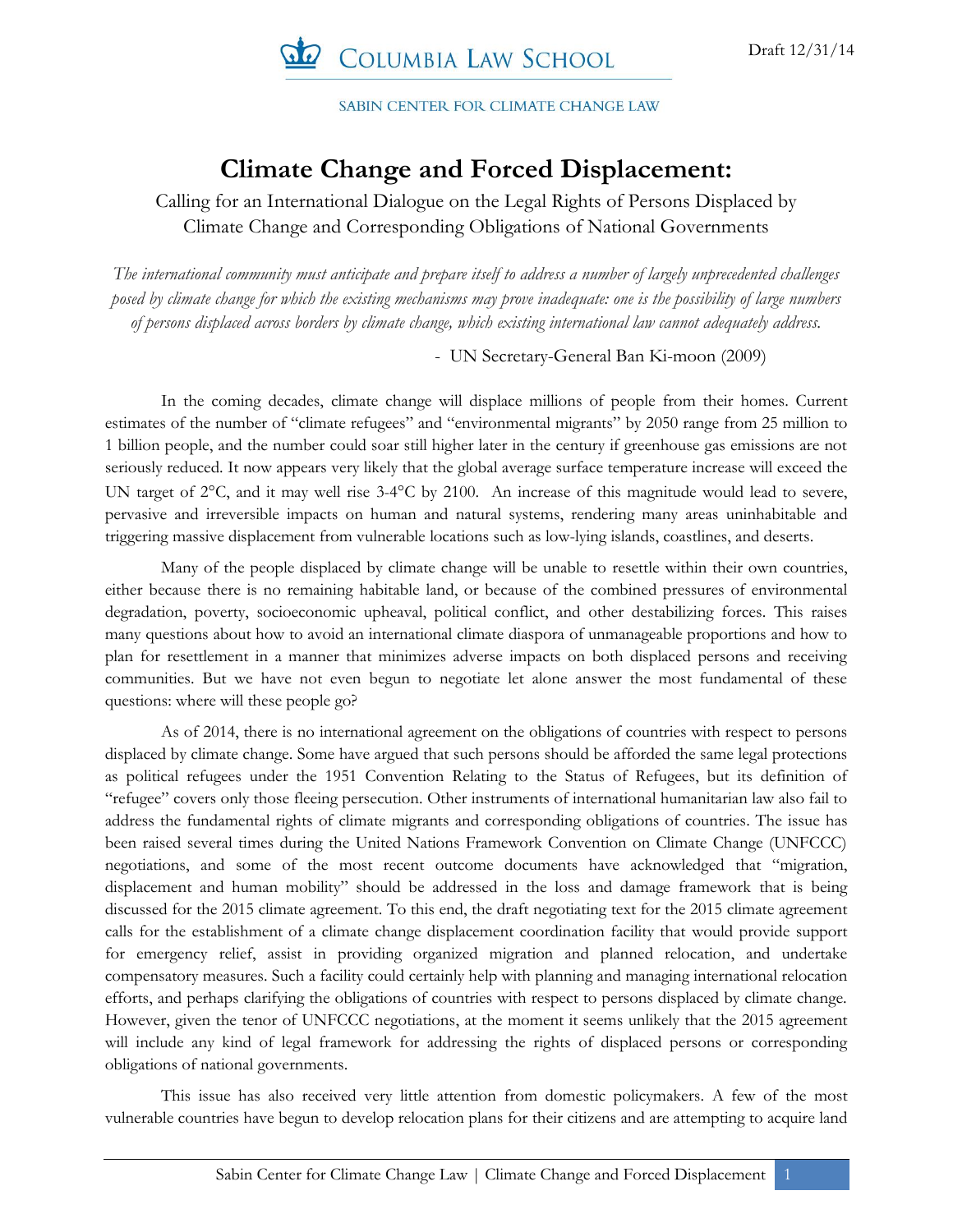# Climate Change and Forced Displacement:

Calling for an International Dialogue on the Legal Rights of Persons Displaced by Climate Change and Corresponding Obligations of National Governments

*The international community must anticipate and prepare itself to address a number of largely unprecedented challenges posed by climate change for which the existing mechanisms may prove inadequate: one is the possibility of large numbers of persons displaced across borders by climate change, which existing international law cannot adequately address.*

\- UN Secretary-General Ban Ki-moon (2009)

In the coming decades, climate change will displace millions of people from their homes. Current estimates of the number of "climate refugees" and "environmental migrants" by 2050 range from 25 million to 1 billion people, and the number could soar still higher later in the century if greenhouse gas emissions are not seriously reduced. It now appears very likely that the global average surface temperature increase will exceed the UN target of 2°C, and it may well rise 3-4°C by 2100. An increase of this magnitude would lead to severe, pervasive and irreversible impacts on human and natural systems, rendering many areas uninhabitable and triggering massive displacement from vulnerable locations such as low-lying islands, coastlines, and deserts.

Many of the people displaced by climate change will be unable to resettle within their own countries, either because there is no remaining habitable land, or because of the combined pressures of environmental degradation, poverty, socioeconomic upheaval, political conflict, and other destabilizing forces. This raises many questions about how to avoid an international climate diaspora of unmanageable proportions and how to plan for resettlement in a manner that minimizes adverse impacts on both displaced persons and receiving communities. But we have not even begun to negotiate let alone answer the most fundamental of these questions: where will these people go?

As of 2014, there is no international agreement on the obligations of countries with respect to persons displaced by climate change. Some have argued that such persons should be afforded the same legal protections as political refugees under the 1951 Convention Relating to the Status of Refugees, but its definition of "refugee" covers only those fleeing persecution. Other instruments of international humanitarian law also fail to address the fundamental rights of climate migrants and corresponding obligations of countries. The issue has been raised several times during the United Nations Framework Convention on Climate Change (UNFCCC) negotiations, and some of the most recent outcome documents have acknowledged that "migration, displacement and human mobility" should be addressed in the loss and damage framework that is being discussed for the 2015 climate agreement. To this end, the draft negotiating text for the 2015 climate agreement calls for the establishment of a climate change displacement coordination facility that would provide support for emergency relief, assist in providing organized migration and planned relocation, and undertake compensatory measures. Such a facility could certainly help with planning and managing international relocation efforts, and perhaps clarifying the obligations of countries with respect to persons displaced by climate change. However, given the tenor of UNFCCC negotiations, at the moment it seems unlikely that the 2015 agreement will include any kind of legal framework for addressing the rights of displaced persons or corresponding obligations of national governments.

This issue has also received very little attention from domestic policymakers. A few of the most vulnerable countries have begun to develop relocation plans for their citizens and are attempting to acquire land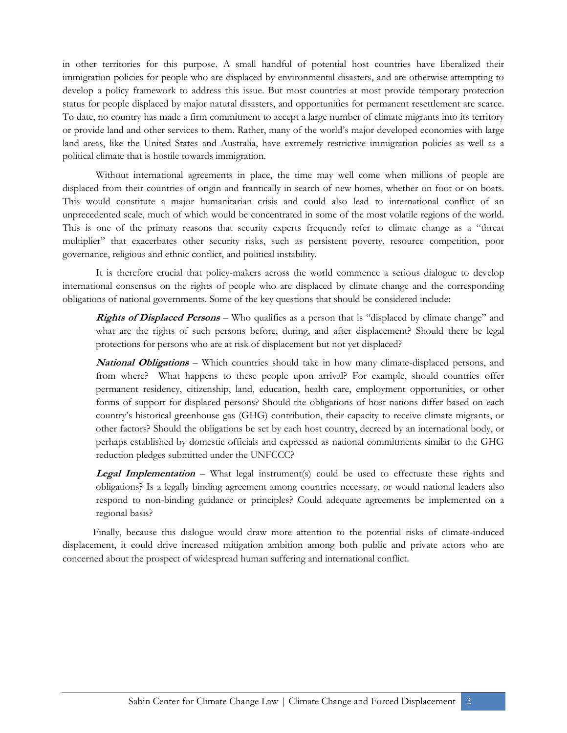in other territories for this purpose. A small handful of potential host countries have liberalized their immigration policies for people who are displaced by environmental disasters, and are otherwise attempting to develop a policy framework to address this issue. But most countries at most provide temporary protection status for people displaced by major natural disasters, and opportunities for permanent resettlement are scarce. To date, no country has made a firm commitment to accept a large number of climate migrants into its territory or provide land and other services to them. Rather, many of the world's major developed economies with large land areas, like the United States and Australia, have extremely restrictive immigration policies as well as a political climate that is hostile towards immigration.

Without international agreements in place, the time may well come when millions of people are displaced from their countries of origin and frantically in search of new homes, whether on foot or on boats. This would constitute a major humanitarian crisis and could also lead to international conflict of an unprecedented scale, much of which would be concentrated in some of the most volatile regions of the world. This is one of the primary reasons that security experts frequently refer to climate change as a "threat multiplier" that exacerbates other security risks, such as persistent poverty, resource competition, poor governance, religious and ethnic conflict, and political instability.

It is therefore crucial that policy-makers across the world commence a serious dialogue to develop international consensus on the rights of people who are displaced by climate change and the corresponding obligations of national governments. Some of the key questions that should be considered include:

> ***Rights of Displaced Persons*** – Who qualifies as a person that is "displaced by climate change" and what are the rights of such persons before, during, and after displacement? Should there be legal protections for persons who are at risk of displacement but not yet displaced?
>
> ***National Obligations*** – Which countries should take in how many climate-displaced persons, and from where? What happens to these people upon arrival? For example, should countries offer permanent residency, citizenship, land, education, health care, employment opportunities, or other forms of support for displaced persons? Should the obligations of host nations differ based on each country's historical greenhouse gas (GHG) contribution, their capacity to receive climate migrants, or other factors? Should the obligations be set by each host country, decreed by an international body, or perhaps established by domestic officials and expressed as national commitments similar to the GHG reduction pledges submitted under the UNFCCC?
>
> ***Legal Implementation*** – What legal instrument(s) could be used to effectuate these rights and obligations? Is a legally binding agreement among countries necessary, or would national leaders also respond to non-binding guidance or principles? Could adequate agreements be implemented on a regional basis?

Finally, because this dialogue would draw more attention to the potential risks of climate-induced displacement, it could drive increased mitigation ambition among both public and private actors who are concerned about the prospect of widespread human suffering and international conflict.